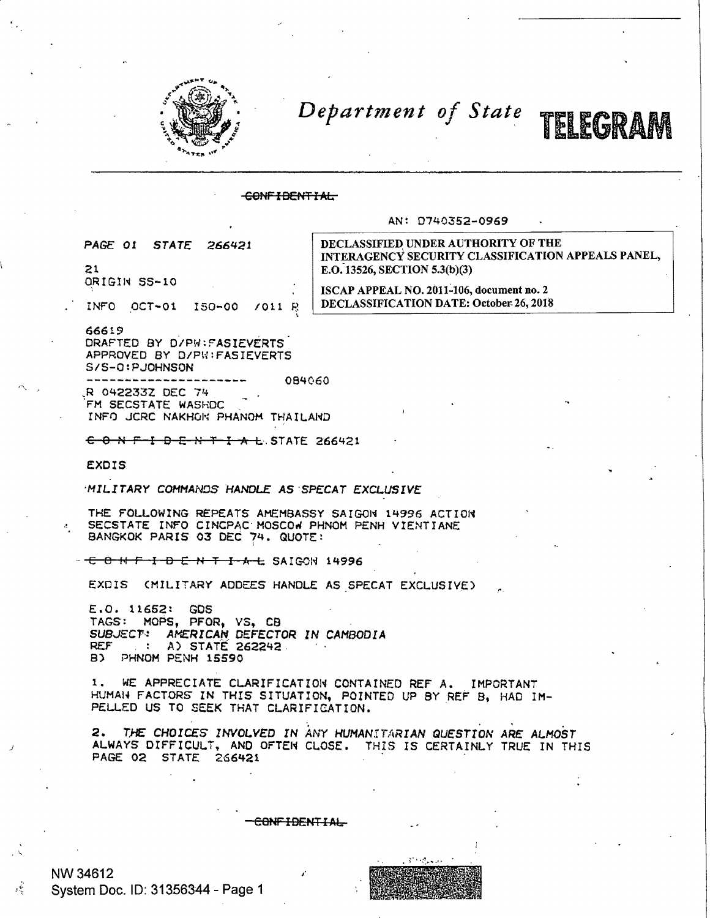# Department of State TELEGRAM

~~CONFIDENTIAL~~

AN: D740352-0969

PAGE 01 STATE 266421

DECLASSIFIED UNDER AUTHORITY OF THE INTERAGENCY SECURITY CLASSIFICATION APPEALS PANEL, E.O. 13526, SECTION 5.3(b)(3)

ISCAP APPEAL NO. 2011-106, document no. 2
DECLASSIFICATION DATE: October 26, 2018

21
ORIGIN SS-10

INFO OCT-01 ISO-00 /011 R

66619
DRAFTED BY D/PW:FASIEVERTS
APPROVED BY D/PW:FASIEVERTS
S/S-O:PJOHNSON
--------------------- 084060
R 042233Z DEC 74
FM SECSTATE WASHDC
INFO JCRC NAKHON PHANOM THAILAND

~~C O N F I D E N T I A L~~ STATE 266421

EXDIS

*MILITARY COMMANDS HANDLE AS SPECAT EXCLUSIVE*

THE FOLLOWING REPEATS AMEMBASSY SAIGON 14996 ACTION SECSTATE INFO CINCPAC MOSCOW PHNOM PENH VIENTIANE BANGKOK PARIS 03 DEC 74. QUOTE:

~~C O N F I D E N T I A L~~ SAIGON 14996

EXDIS (MILITARY ADDEES HANDLE AS SPECAT EXCLUSIVE)

E.O. 11652: GDS
TAGS: MOPS, PFOR, VS, CB
*SUBJECT: AMERICAN DEFECTOR IN CAMBODIA*
REF : A) STATE 262242
B) PHNOM PENH 15590

1. WE APPRECIATE CLARIFICATION CONTAINED REF A. IMPORTANT HUMAN FACTORS IN THIS SITUATION, POINTED UP BY REF B, HAD IMPELLED US TO SEEK THAT CLARIFICATION.

2. *THE CHOICES INVOLVED IN ANY HUMANITARIAN QUESTION ARE ALMOST* ALWAYS DIFFICULT, AND OFTEN CLOSE. THIS IS CERTAINLY TRUE IN THIS
PAGE 02 STATE 266421

~~CONFIDENTIAL~~

NW 34612
System Doc. ID: 31356344 - Page 1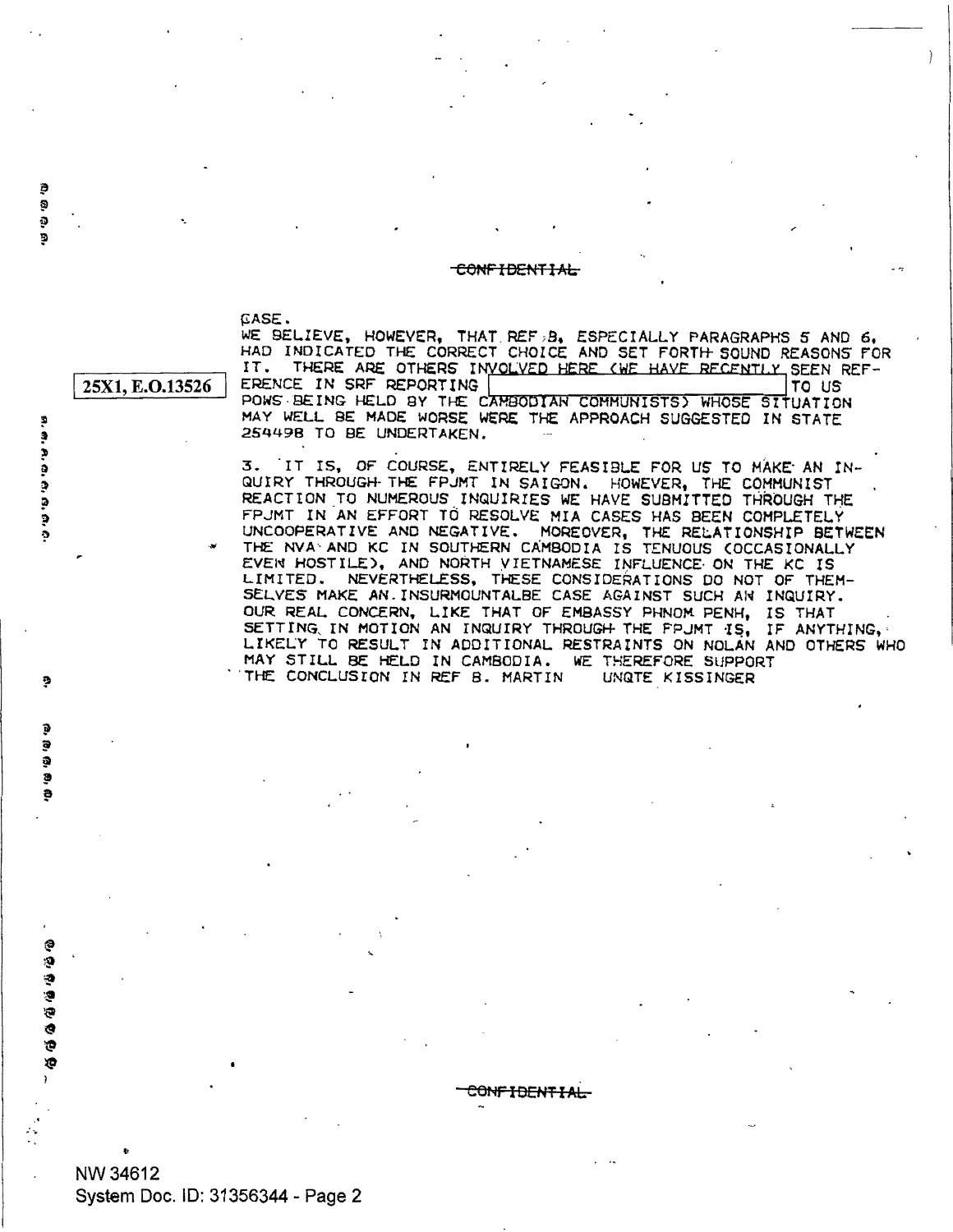CONFIDENTIAL

CASE.
WE BELIEVE, HOWEVER, THAT REF B, ESPECIALLY PARAGRAPHS 5 AND 6, HAD INDICATED THE CORRECT CHOICE AND SET FORTH SOUND REASONS FOR IT. THERE ARE OTHERS INVOLVED HERE (WE HAVE RECENTLY SEEN REFERENCE IN SRF REPORTING [25X1, E.O.13526] TO US POWS BEING HELD BY THE CAMBODIAN COMMUNISTS) WHOSE SITUATION MAY WELL BE MADE WORSE WERE THE APPROACH SUGGESTED IN STATE 254498 TO BE UNDERTAKEN.

3. IT IS, OF COURSE, ENTIRELY FEASIBLE FOR US TO MAKE AN INQUIRY THROUGH THE FPJMT IN SAIGON. HOWEVER, THE COMMUNIST REACTION TO NUMEROUS INQUIRIES WE HAVE SUBMITTED THROUGH THE FPJMT IN AN EFFORT TO RESOLVE MIA CASES HAS BEEN COMPLETELY UNCOOPERATIVE AND NEGATIVE. MOREOVER, THE RELATIONSHIP BETWEEN THE NVA AND KC IN SOUTHERN CAMBODIA IS TENUOUS (OCCASIONALLY EVEN HOSTILE), AND NORTH VIETNAMESE INFLUENCE ON THE KC IS LIMITED. NEVERTHELESS, THESE CONSIDERATIONS DO NOT OF THEMSELVES MAKE AN INSURMOUNTALBE CASE AGAINST SUCH AN INQUIRY. OUR REAL CONCERN, LIKE THAT OF EMBASSY PHNOM PENH, IS THAT SETTING IN MOTION AN INQUIRY THROUGH THE FPJMT IS, IF ANYTHING, LIKELY TO RESULT IN ADDITIONAL RESTRAINTS ON NOLAN AND OTHERS WHO MAY STILL BE HELD IN CAMBODIA. WE THEREFORE SUPPORT THE CONCLUSION IN REF B. MARTIN UNQTE KISSINGER

CONFIDENTIAL

NW 34612
System Doc. ID: 31356344 - Page 2